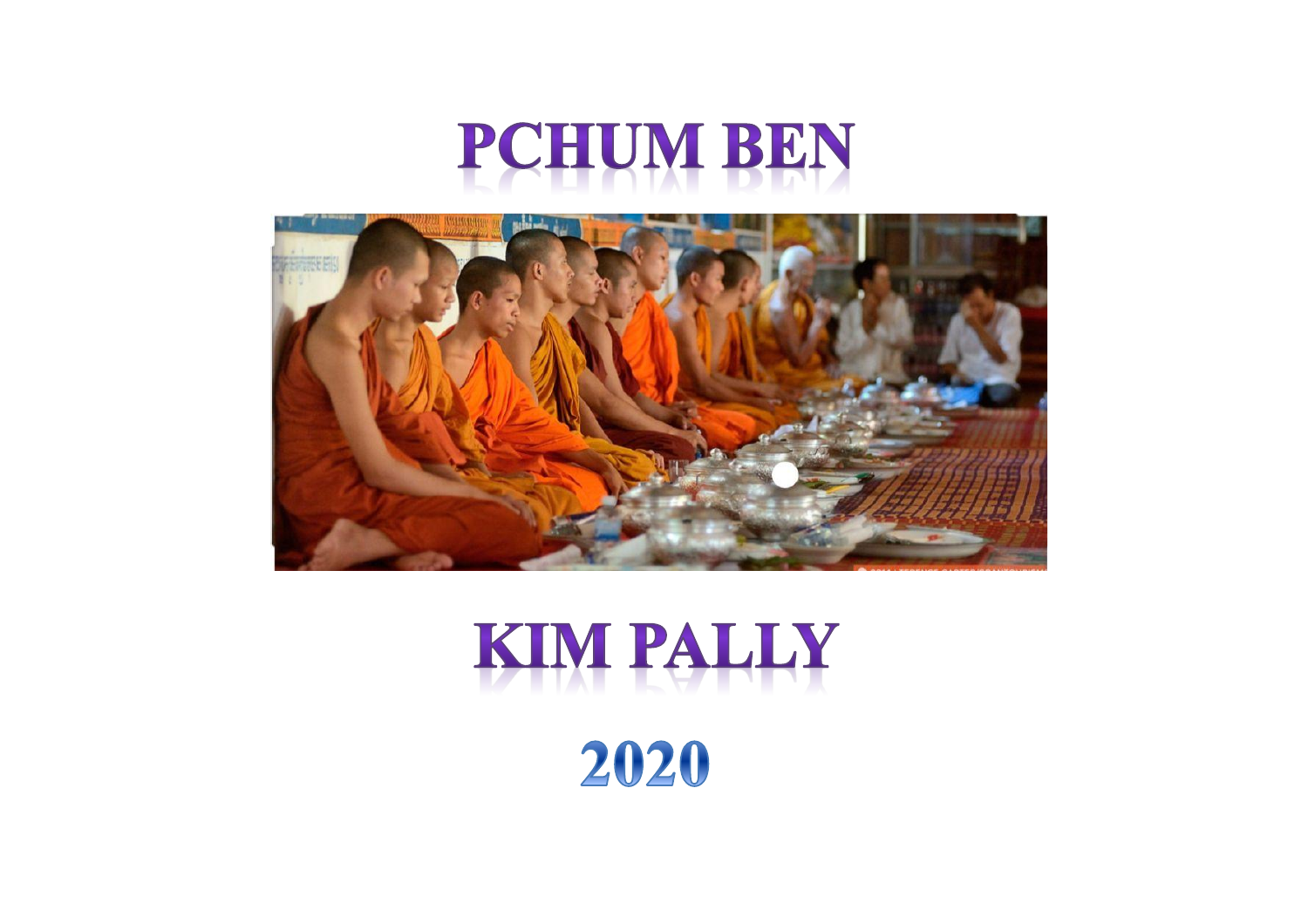# PCHUM BEN

## KIM PALLY

## 2020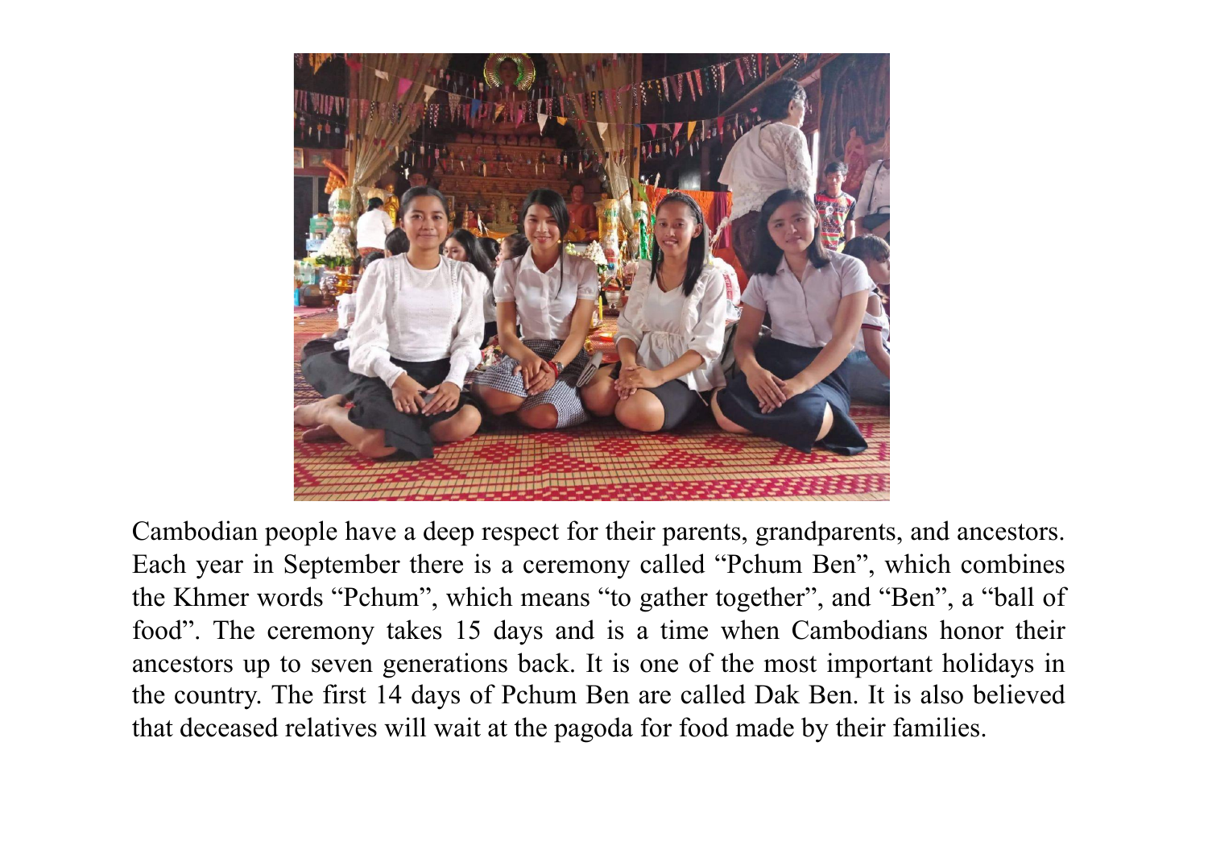Cambodian people have a deep respect for their parents, grandparents, and ancestors. Each year in September there is a ceremony called "Pchum Ben", which combines the Khmer words "Pchum", which means "to gather together", and "Ben", a "ball of food". The ceremony takes 15 days and is a time when Cambodians honor their ancestors up to seven generations back. It is one of the most important holidays in the country. The first 14 days of Pchum Ben are called Dak Ben. It is also believed that deceased relatives will wait at the pagoda for food made by their families.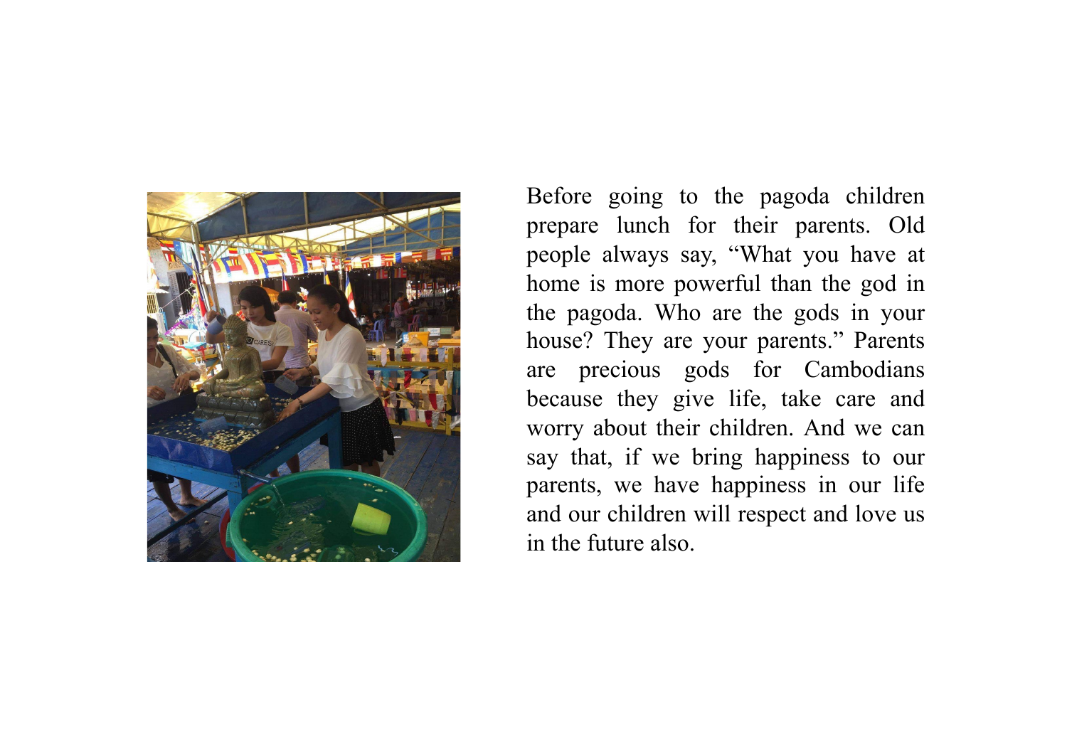Before going to the pagoda children prepare lunch for their parents. Old people always say, “What you have at home is more powerful than the god in the pagoda. Who are the gods in your house? They are your parents.” Parents are precious gods for Cambodians because they give life, take care and worry about their children. And we can say that, if we bring happiness to our parents, we have happiness in our life and our children will respect and love us in the future also.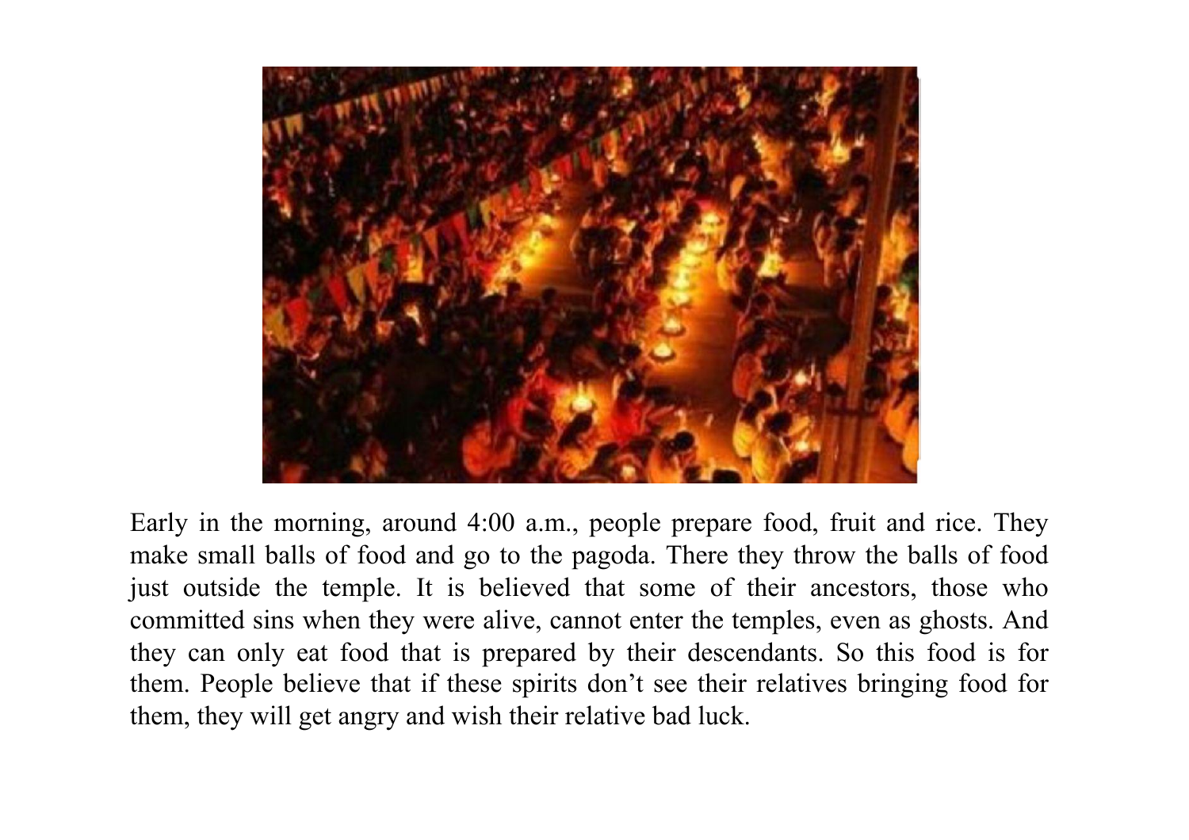Early in the morning, around 4:00 a.m., people prepare food, fruit and rice. They make small balls of food and go to the pagoda. There they throw the balls of food just outside the temple. It is believed that some of their ancestors, those who committed sins when they were alive, cannot enter the temples, even as ghosts. And they can only eat food that is prepared by their descendants. So this food is for them. People believe that if these spirits don't see their relatives bringing food for them, they will get angry and wish their relative bad luck.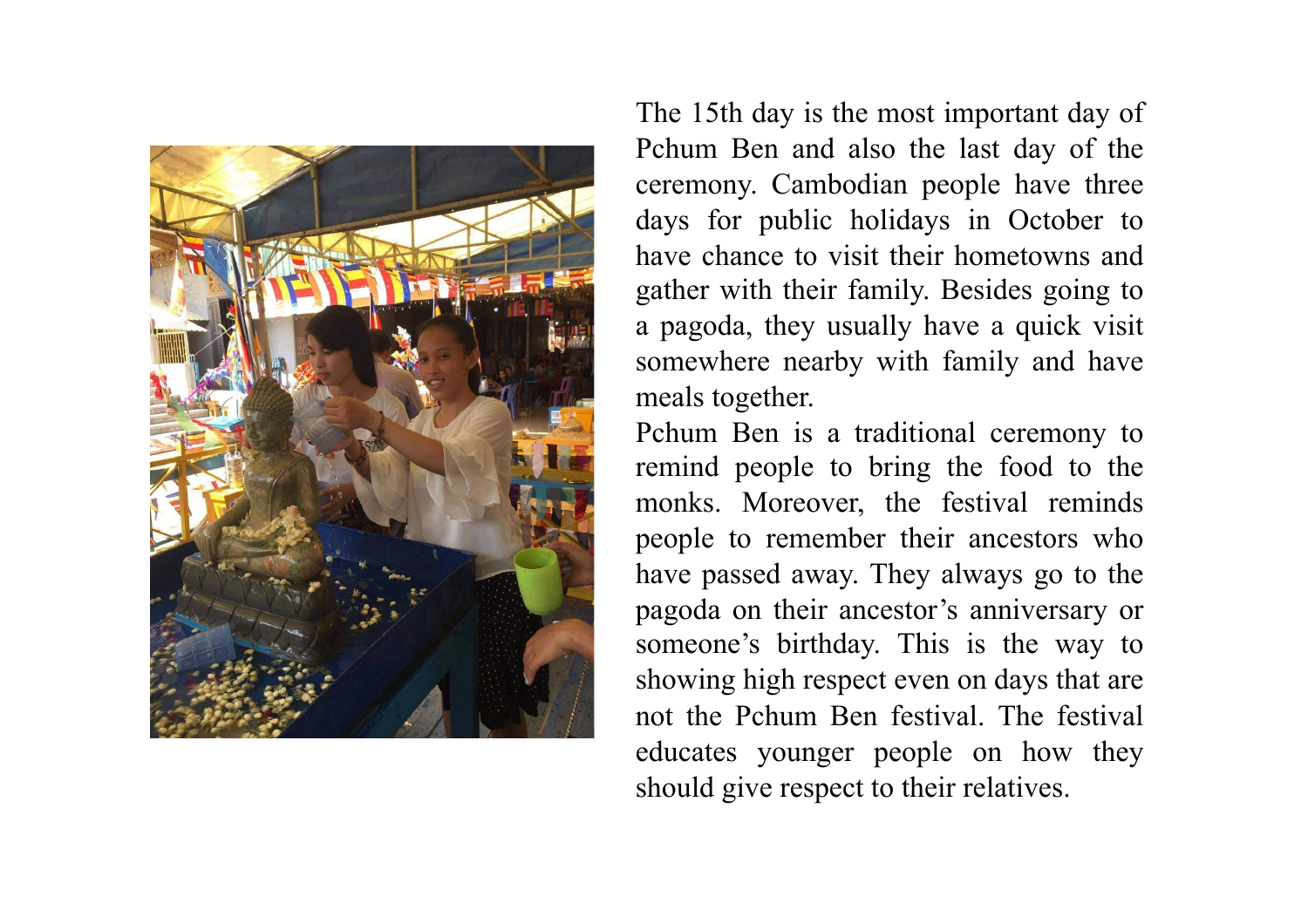The 15th day is the most important day of Pchum Ben and also the last day of the ceremony. Cambodian people have three days for public holidays in October to have chance to visit their hometowns and gather with their family. Besides going to a pagoda, they usually have a quick visit somewhere nearby with family and have meals together.

Pchum Ben is a traditional ceremony to remind people to bring the food to the monks. Moreover, the festival reminds people to remember their ancestors who have passed away. They always go to the pagoda on their ancestor's anniversary or someone's birthday. This is the way to showing high respect even on days that are not the Pchum Ben festival. The festival educates younger people on how they should give respect to their relatives.